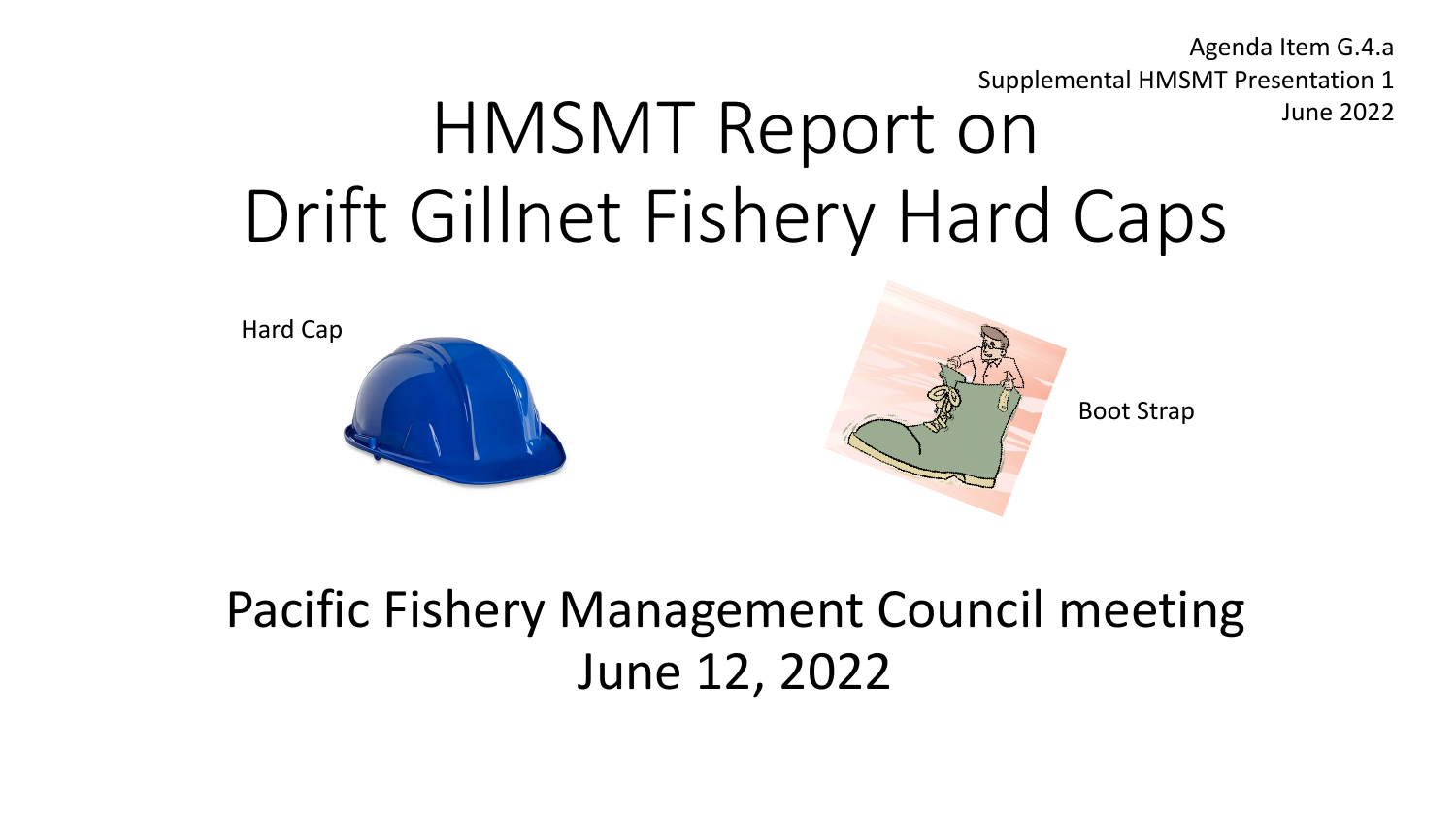Agenda Item G.4.a
Supplemental HMSMT Presentation 1
June 2022

# HMSMT Report on Drift Gillnet Fishery Hard Caps

Hard Cap

Boot Strap

Pacific Fishery Management Council meeting
June 12, 2022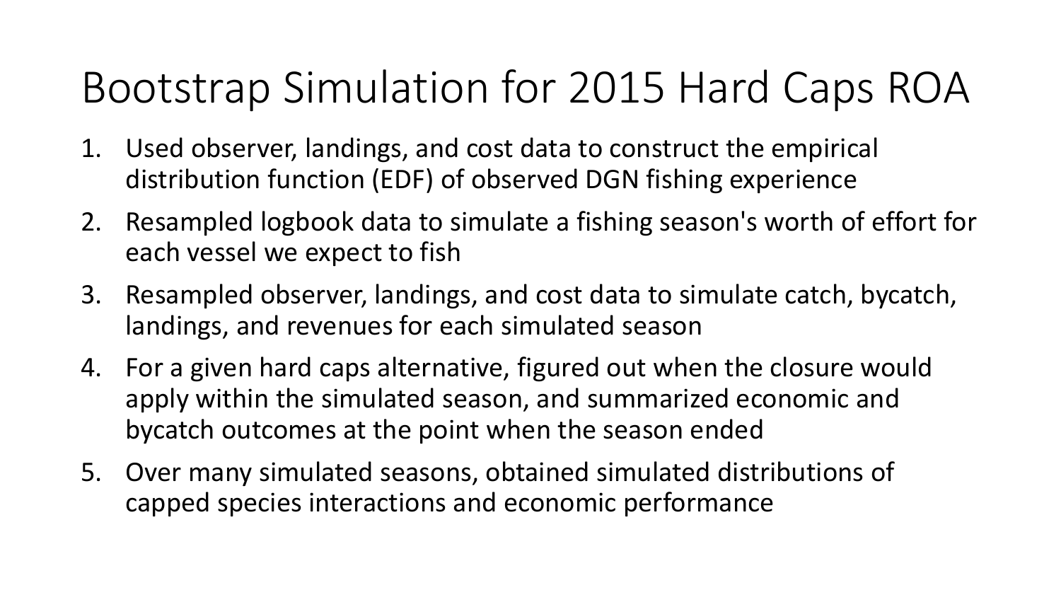# Bootstrap Simulation for 2015 Hard Caps ROA

1. Used observer, landings, and cost data to construct the empirical distribution function (EDF) of observed DGN fishing experience
2. Resampled logbook data to simulate a fishing season's worth of effort for each vessel we expect to fish
3. Resampled observer, landings, and cost data to simulate catch, bycatch, landings, and revenues for each simulated season
4. For a given hard caps alternative, figured out when the closure would apply within the simulated season, and summarized economic and bycatch outcomes at the point when the season ended
5. Over many simulated seasons, obtained simulated distributions of capped species interactions and economic performance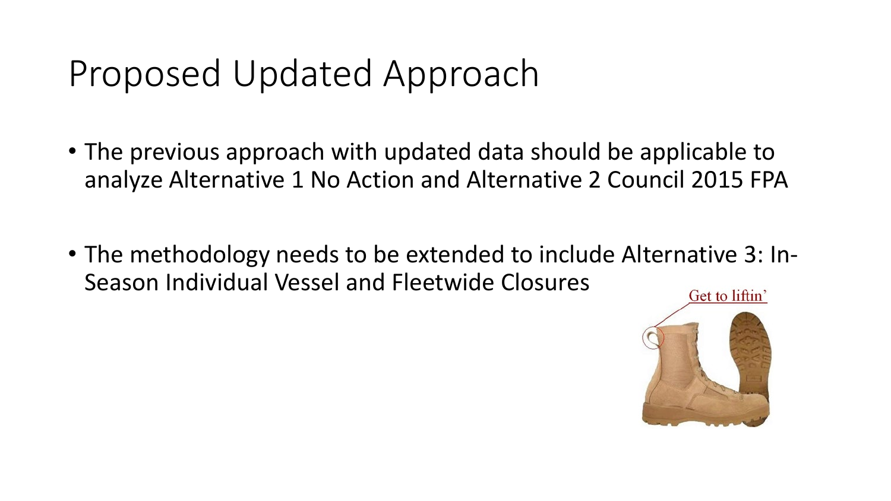# Proposed Updated Approach

- The previous approach with updated data should be applicable to analyze Alternative 1 No Action and Alternative 2 Council 2015 FPA
- The methodology needs to be extended to include Alternative 3: In-Season Individual Vessel and Fleetwide Closures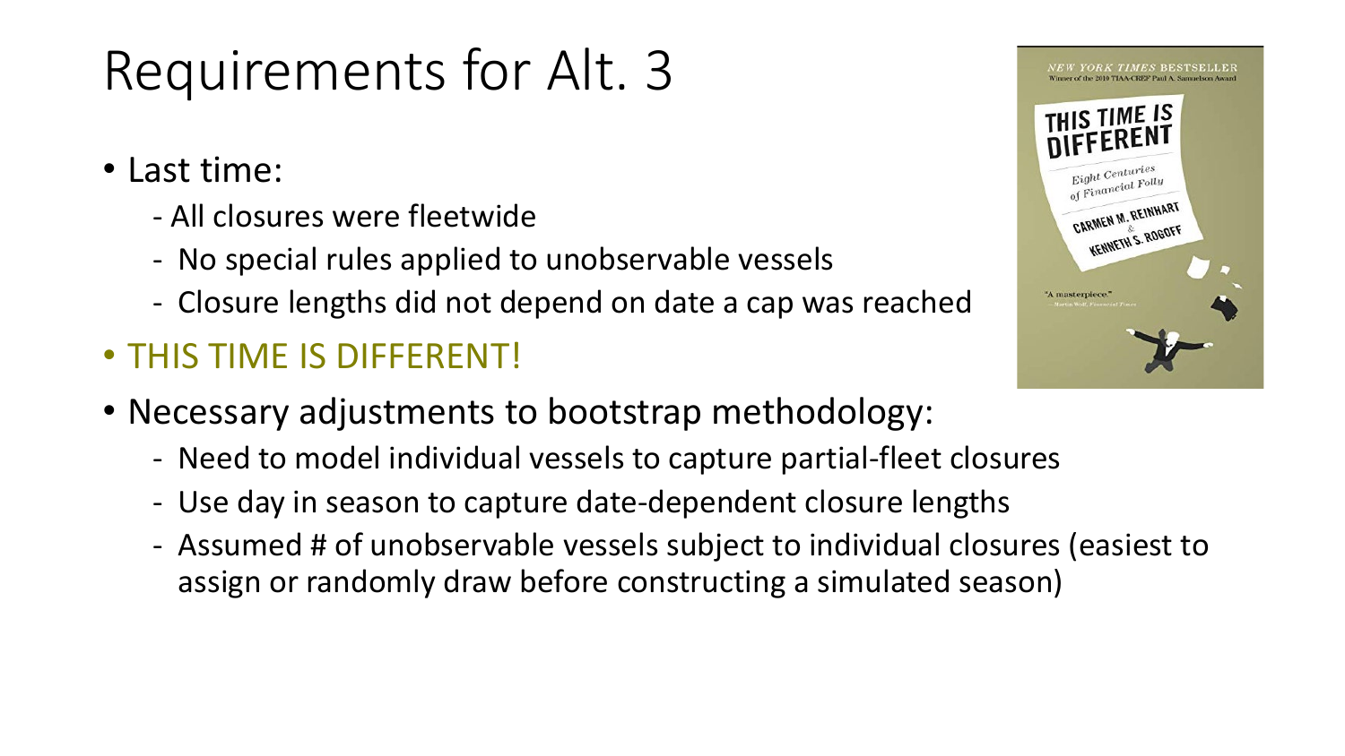# Requirements for Alt. 3

- Last time:
  - All closures were fleetwide
  - No special rules applied to unobservable vessels
  - Closure lengths did not depend on date a cap was reached
- THIS TIME IS DIFFERENT!
- Necessary adjustments to bootstrap methodology:
  - Need to model individual vessels to capture partial-fleet closures
  - Use day in season to capture date-dependent closure lengths
  - Assumed # of unobservable vessels subject to individual closures (easiest to assign or randomly draw before constructing a simulated season)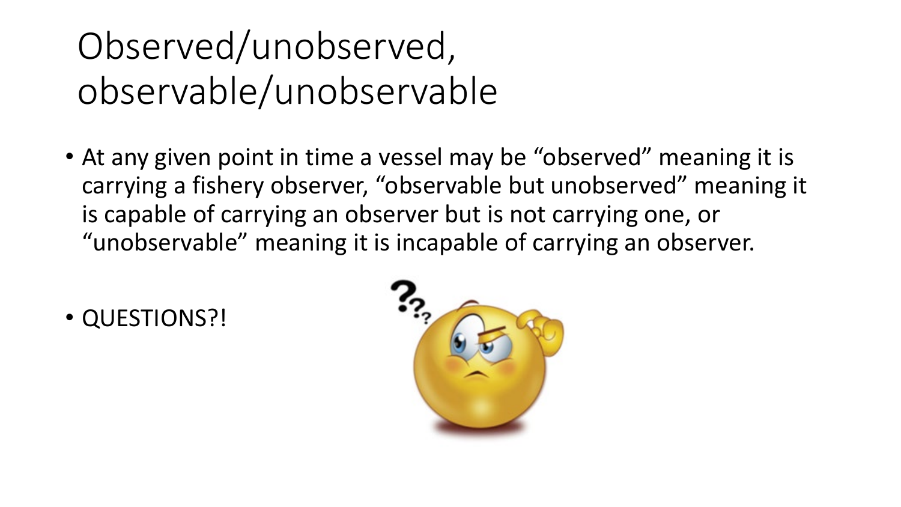# Observed/unobserved, observable/unobservable

- At any given point in time a vessel may be "observed" meaning it is carrying a fishery observer, "observable but unobserved" meaning it is capable of carrying an observer but is not carrying one, or "unobservable" meaning it is incapable of carrying an observer.

- QUESTIONS?!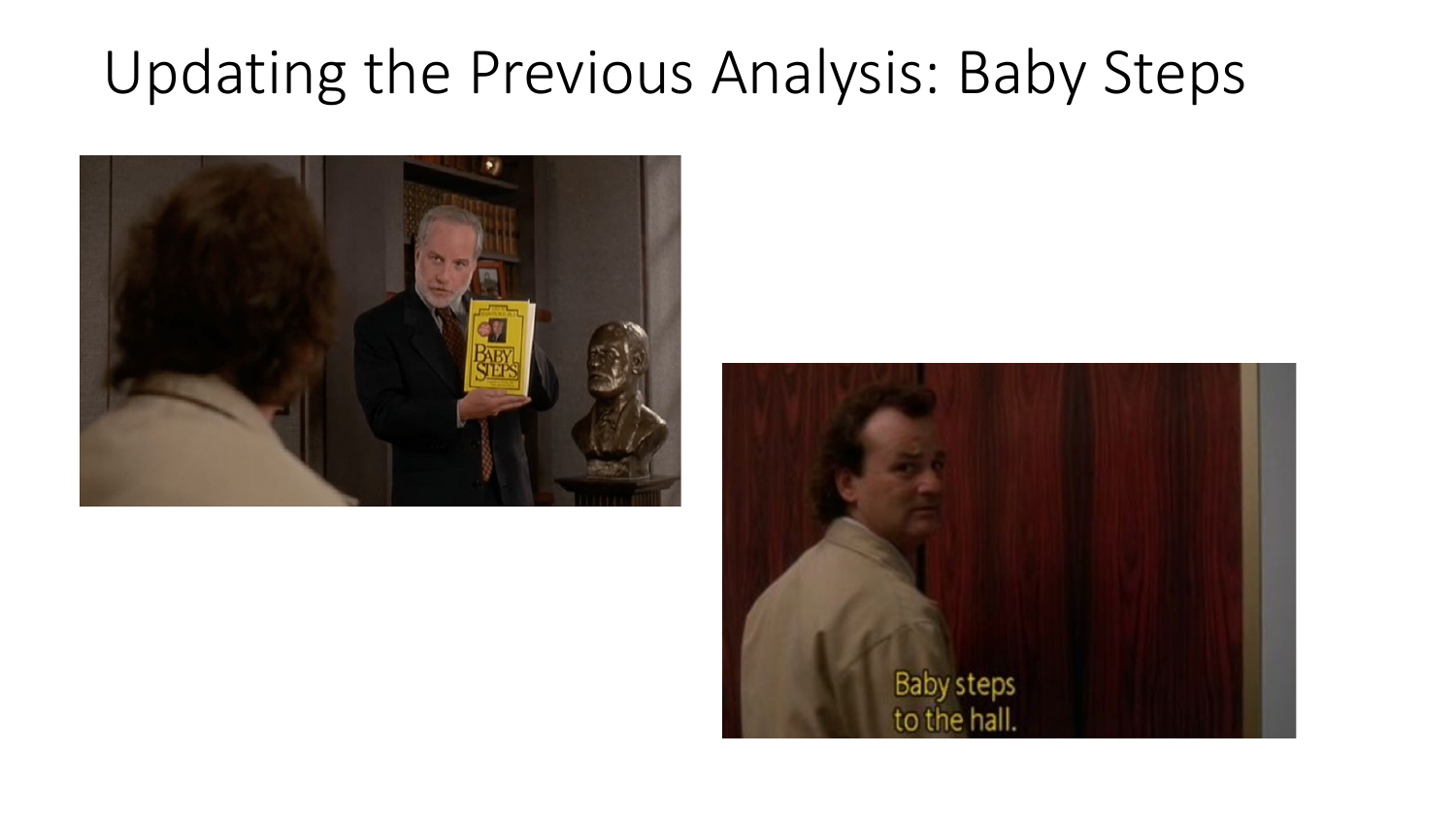# Updating the Previous Analysis: Baby Steps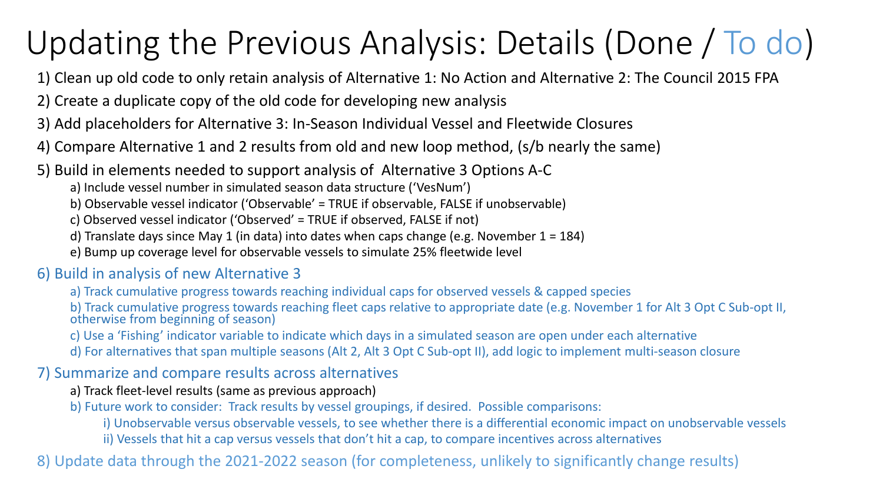# Updating the Previous Analysis: Details (Done / To do)

1) Clean up old code to only retain analysis of Alternative 1: No Action and Alternative 2: The Council 2015 FPA
2) Create a duplicate copy of the old code for developing new analysis
3) Add placeholders for Alternative 3: In-Season Individual Vessel and Fleetwide Closures
4) Compare Alternative 1 and 2 results from old and new loop method, (s/b nearly the same)
5) Build in elements needed to support analysis of Alternative 3 Options A-C
    - a) Include vessel number in simulated season data structure ('VesNum')
    - b) Observable vessel indicator ('Observable' = TRUE if observable, FALSE if unobservable)
    - c) Observed vessel indicator ('Observed' = TRUE if observed, FALSE if not)
    - d) Translate days since May 1 (in data) into dates when caps change (e.g. November 1 = 184)
    - e) Bump up coverage level for observable vessels to simulate 25% fleetwide level
6) Build in analysis of new Alternative 3
    - a) Track cumulative progress towards reaching individual caps for observed vessels & capped species
    - b) Track cumulative progress towards reaching fleet caps relative to appropriate date (e.g. November 1 for Alt 3 Opt C Sub-opt II, otherwise from beginning of season)
    - c) Use a 'Fishing' indicator variable to indicate which days in a simulated season are open under each alternative
    - d) For alternatives that span multiple seasons (Alt 2, Alt 3 Opt C Sub-opt II), add logic to implement multi-season closure
7) Summarize and compare results across alternatives
    - a) Track fleet-level results (same as previous approach)
    - b) Future work to consider: Track results by vessel groupings, if desired. Possible comparisons:
        - i) Unobservable versus observable vessels, to see whether there is a differential economic impact on unobservable vessels
        - ii) Vessels that hit a cap versus vessels that don't hit a cap, to compare incentives across alternatives
8) Update data through the 2021-2022 season (for completeness, unlikely to significantly change results)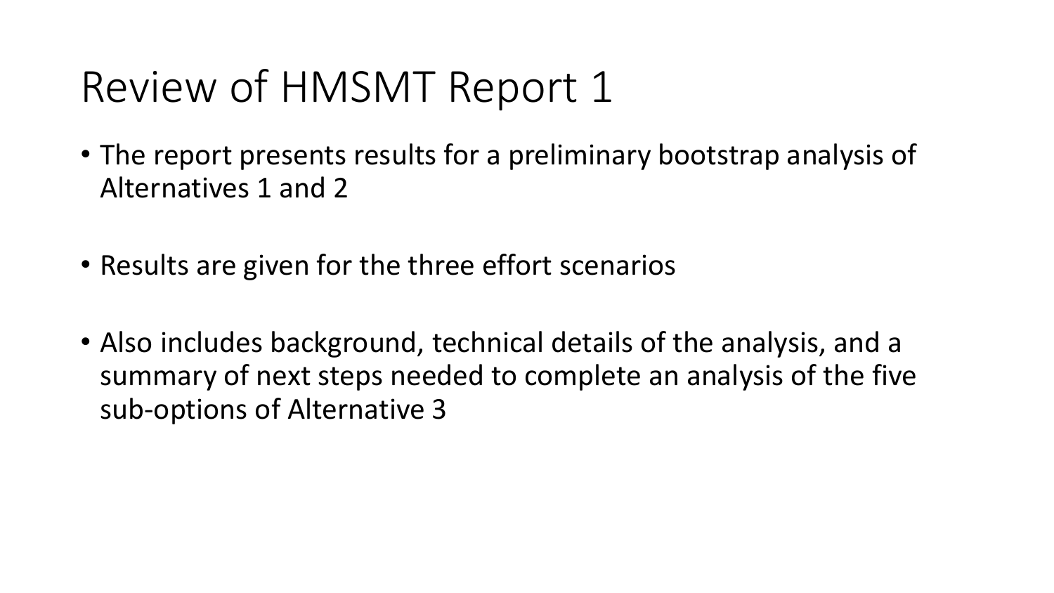# Review of HMSMT Report 1

- The report presents results for a preliminary bootstrap analysis of Alternatives 1 and 2
- Results are given for the three effort scenarios
- Also includes background, technical details of the analysis, and a summary of next steps needed to complete an analysis of the five sub-options of Alternative 3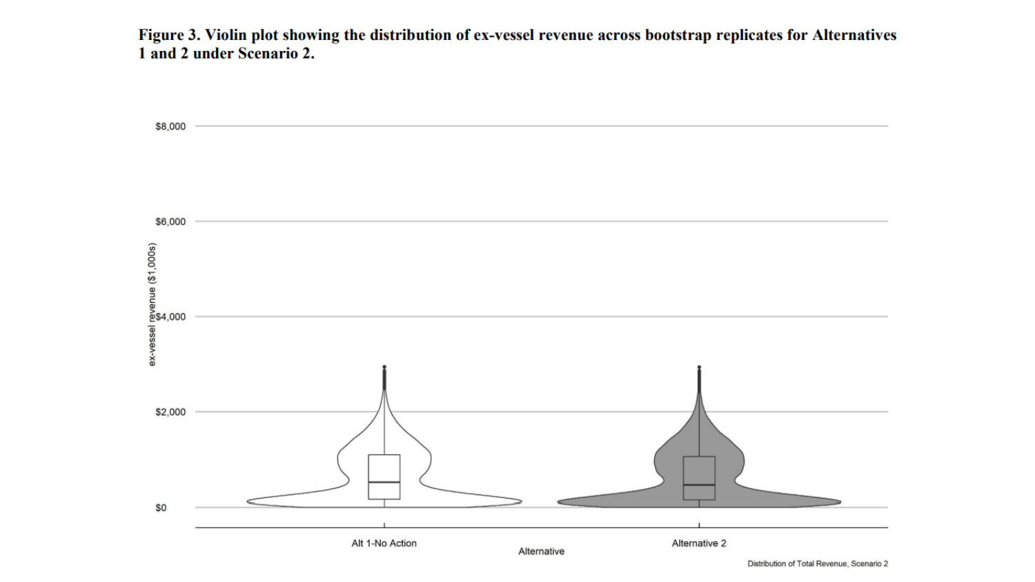**Figure 3. Violin plot showing the distribution of ex-vessel revenue across bootstrap replicates for Alternatives 1 and 2 under Scenario 2.**

$8,000

$6,000

$4,000

$2,000

$0

ex-vessel revenue ($1,000s)

Alt 1-No Action

Alternative 2

Alternative

Distribution of Total Revenue, Scenario 2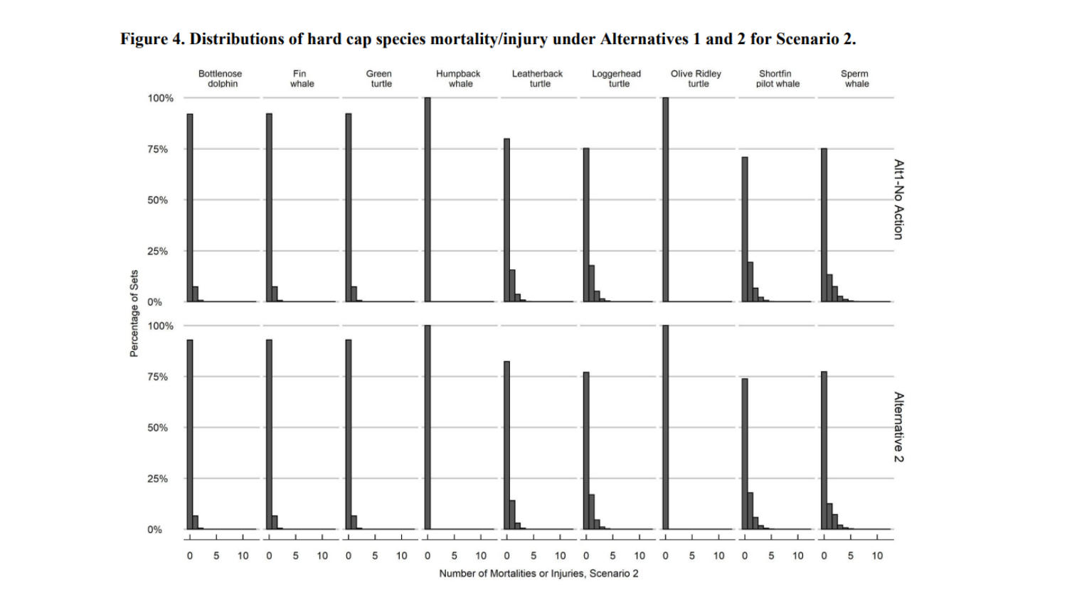**Figure 4. Distributions of hard cap species mortality/injury under Alternatives 1 and 2 for Scenario 2.**

Bottlenose dolphin
Fin whale
Green turtle
Humpback whale
Leatherback turtle
Loggerhead turtle
Olive Ridley turtle
Shortfin pilot whale
Sperm whale

Alt1-No Action

Alternative 2

100%
75%
50%
25%
0%

Percentage of Sets

0 5 10

Number of Mortalities or Injuries, Scenario 2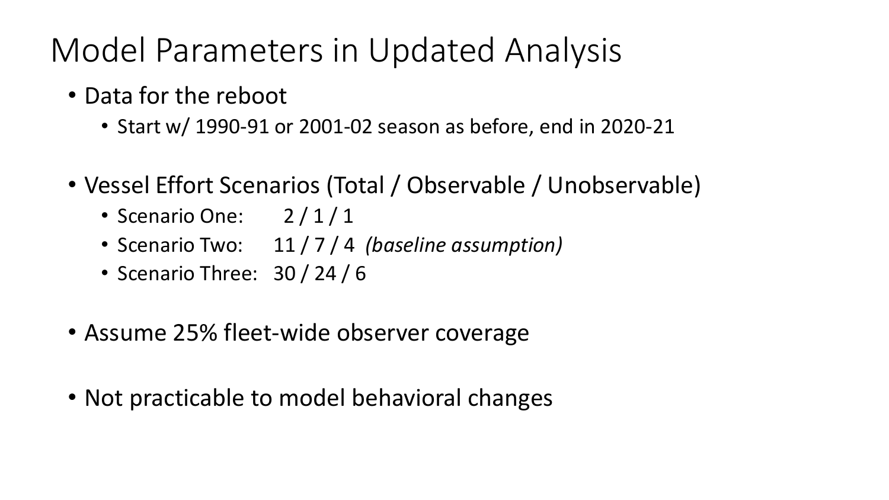# Model Parameters in Updated Analysis

- Data for the reboot
  - Start w/ 1990-91 or 2001-02 season as before, end in 2020-21
- Vessel Effort Scenarios (Total / Observable / Unobservable)
  - Scenario One: 2 / 1 / 1
  - Scenario Two: 11 / 7 / 4 *(baseline assumption)*
  - Scenario Three: 30 / 24 / 6
- Assume 25% fleet-wide observer coverage
- Not practicable to model behavioral changes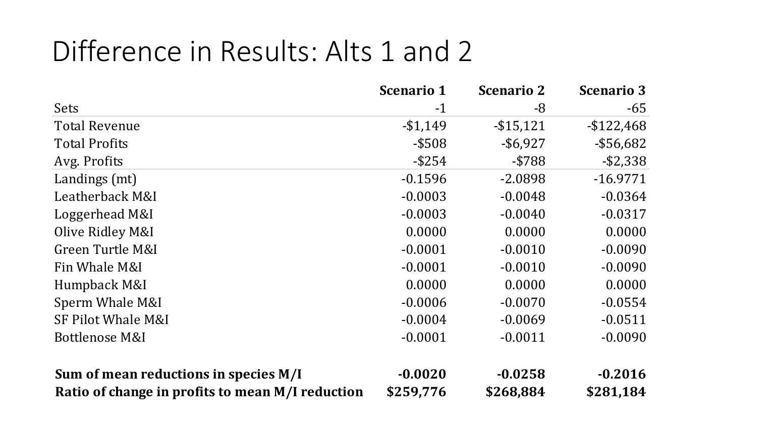# Difference in Results: Alts 1 and 2

| | Scenario 1 | Scenario 2 | Scenario 3 |
|---|---:|---:|---:|
| Sets | -1 | -8 | -65 |
| Total Revenue | -$1,149 | -$15,121 | -$122,468 |
| Total Profits | -$508 | -$6,927 | -$56,682 |
| Avg. Profits | -$254 | -$788 | -$2,338 |
| Landings (mt) | -0.1596 | -2.0898 | -16.9771 |
| Leatherback M&I | -0.0003 | -0.0048 | -0.0364 |
| Loggerhead M&I | -0.0003 | -0.0040 | -0.0317 |
| Olive Ridley M&I | 0.0000 | 0.0000 | 0.0000 |
| Green Turtle M&I | -0.0001 | -0.0010 | -0.0090 |
| Fin Whale M&I | -0.0001 | -0.0010 | -0.0090 |
| Humpback M&I | 0.0000 | 0.0000 | 0.0000 |
| Sperm Whale M&I | -0.0006 | -0.0070 | -0.0554 |
| SF Pilot Whale M&I | -0.0004 | -0.0069 | -0.0511 |
| Bottlenose M&I | -0.0001 | -0.0011 | -0.0090 |
| | | | |
| **Sum of mean reductions in species M/I** | **-0.0020** | **-0.0258** | **-0.2016** |
| **Ratio of change in profits to mean M/I reduction** | **$259,776** | **$268,884** | **$281,184** |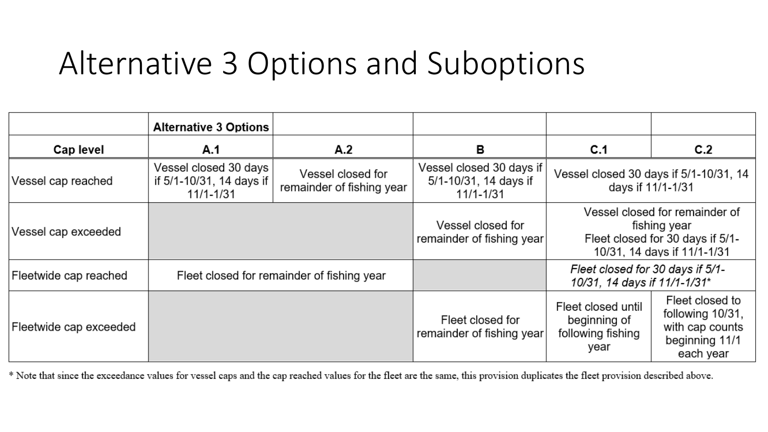# Alternative 3 Options and Suboptions

| | Alternative 3 Options | | | | |
|---|---|---|---|---|---|
| **Cap level** | **A.1** | **A.2** | **B** | **C.1** | **C.2** |
| Vessel cap reached | Vessel closed 30 days if 5/1-10/31, 14 days if 11/1-1/31 | Vessel closed for remainder of fishing year | Vessel closed 30 days if 5/1-10/31, 14 days if 11/1-1/31 | Vessel closed 30 days if 5/1-10/31, 14 days if 11/1-1/31 | |
| Vessel cap exceeded | | | Vessel closed for remainder of fishing year | Vessel closed for remainder of fishing year<br>Fleet closed for 30 days if 5/1-10/31, 14 days if 11/1-1/31 | |
| Fleetwide cap reached | Fleet closed for remainder of fishing year | | | *Fleet closed for 30 days if 5/1-10/31, 14 days if 11/1-1/31** | |
| Fleetwide cap exceeded | | | Fleet closed for remainder of fishing year | Fleet closed until beginning of following fishing year | Fleet closed to following 10/31, with cap counts beginning 11/1 each year |

\* Note that since the exceedance values for vessel caps and the cap reached values for the fleet are the same, this provision duplicates the fleet provision described above.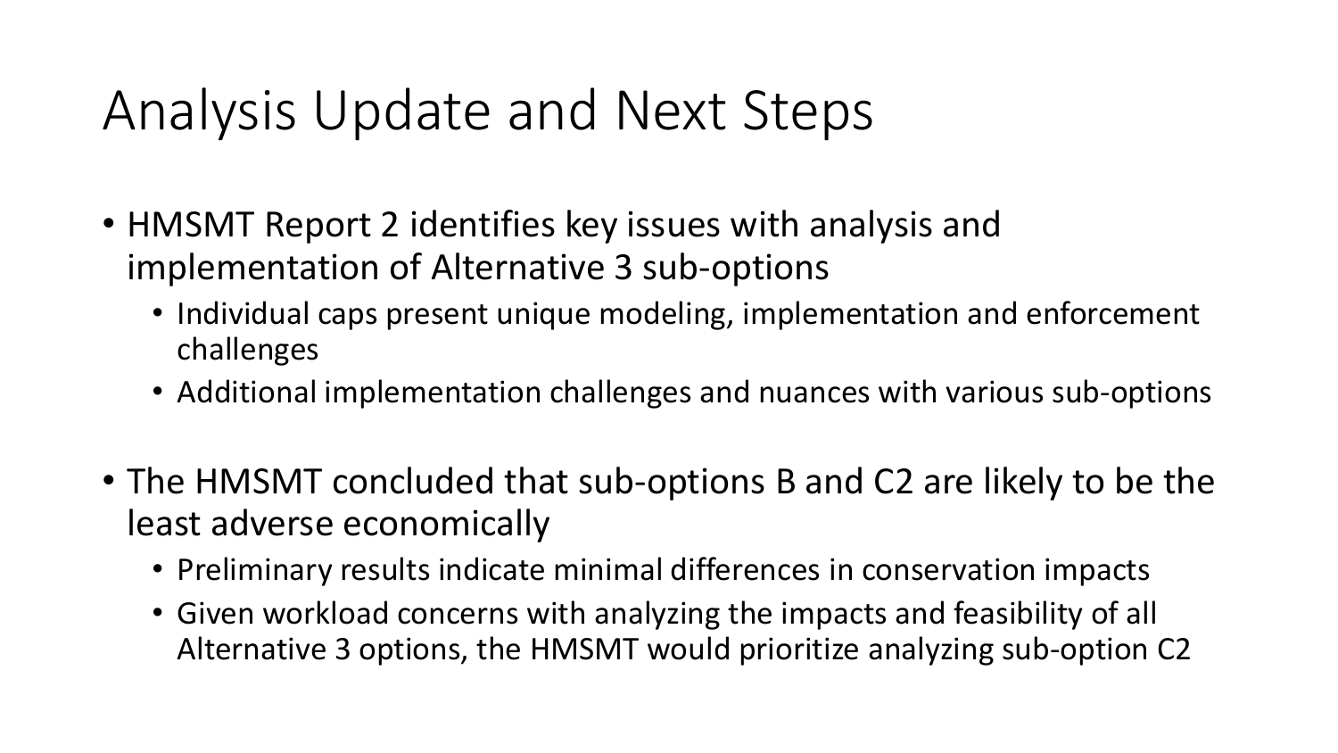# Analysis Update and Next Steps

- HMSMT Report 2 identifies key issues with analysis and implementation of Alternative 3 sub-options
  - Individual caps present unique modeling, implementation and enforcement challenges
  - Additional implementation challenges and nuances with various sub-options
- The HMSMT concluded that sub-options B and C2 are likely to be the least adverse economically
  - Preliminary results indicate minimal differences in conservation impacts
  - Given workload concerns with analyzing the impacts and feasibility of all Alternative 3 options, the HMSMT would prioritize analyzing sub-option C2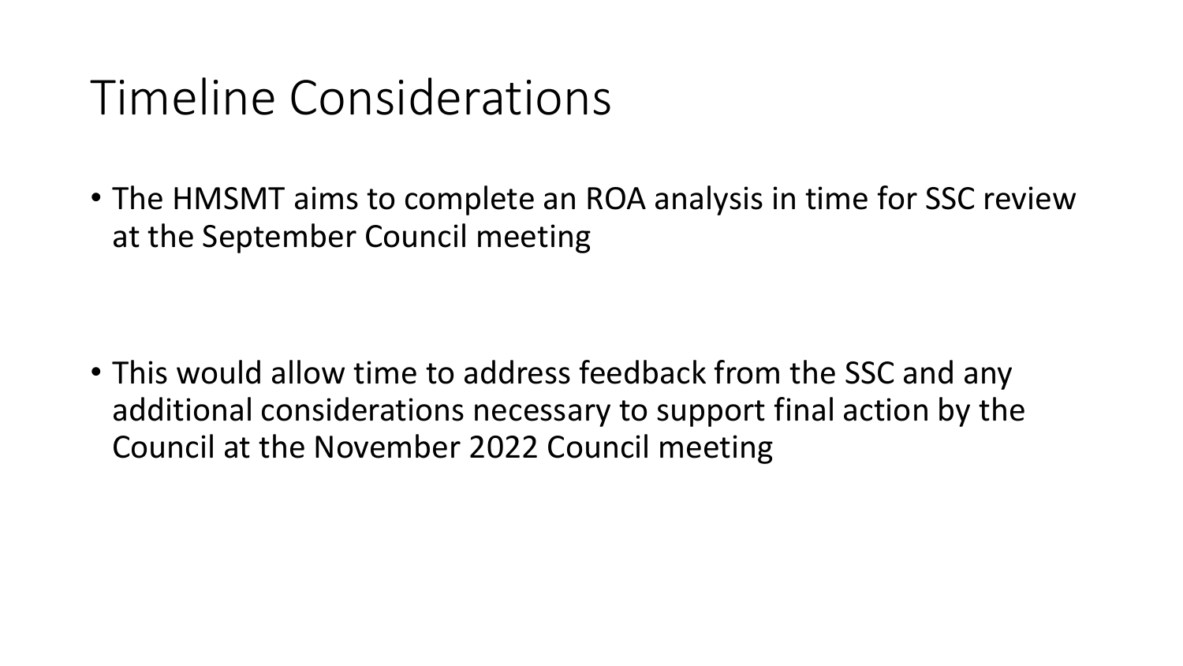# Timeline Considerations

- The HMSMT aims to complete an ROA analysis in time for SSC review at the September Council meeting

- This would allow time to address feedback from the SSC and any additional considerations necessary to support final action by the Council at the November 2022 Council meeting